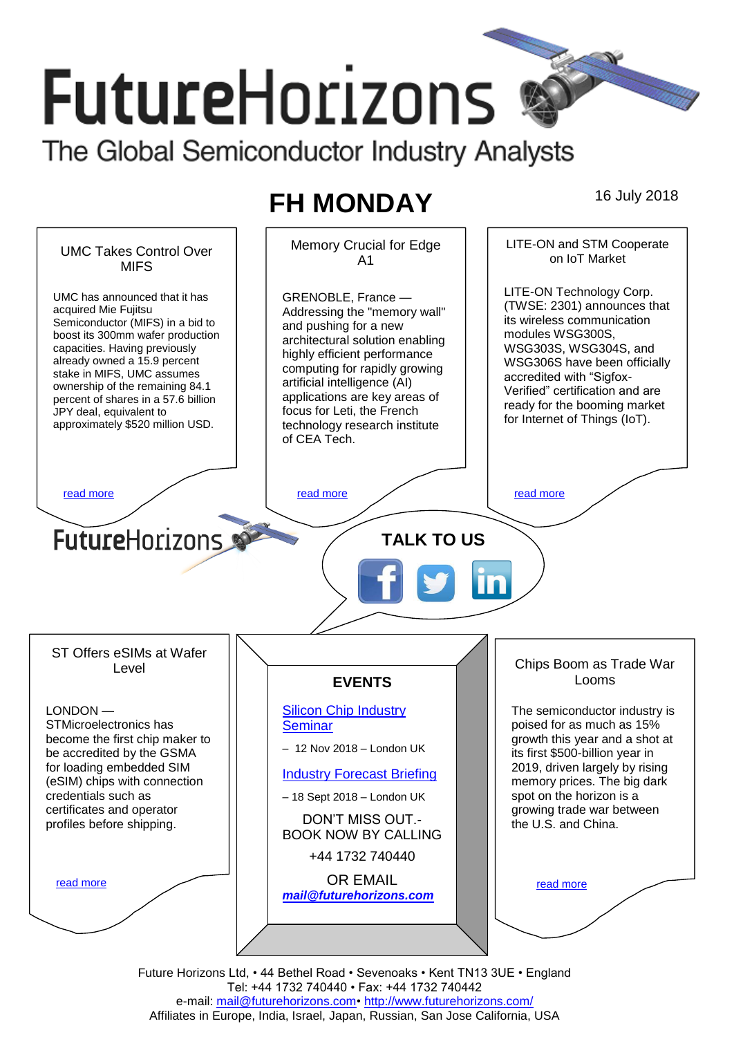# FutureHorizons

The Global Semiconductor Industry Analysts

## FH MONDAY

16 July 2018

### UMC Takes Control Over MIFS

UMC has announced that it has acquired Mie Fujitsu Semiconductor (MIFS) in a bid to boost its 300mm wafer production capacities. Having previously already owned a 15.9 percent stake in MIFS, UMC assumes ownership of the remaining 84.1 percent of shares in a 57.6 billion JPY deal, equivalent to approximately $520 million USD.

read more

### Memory Crucial for Edge A1

GRENOBLE, France — Addressing the "memory wall" and pushing for a new architectural solution enabling highly efficient performance computing for rapidly growing artificial intelligence (AI) applications are key areas of focus for Leti, the French technology research institute of CEA Tech.

read more

### LITE-ON and STM Cooperate on IoT Market

LITE-ON Technology Corp. (TWSE: 2301) announces that its wireless communication modules WSG300S, WSG303S, WSG304S, and WSG306S have been officially accredited with “Sigfox-Verified” certification and are ready for the booming market for Internet of Things (IoT).

read more

FutureHorizons

**TALK TO US**

### ST Offers eSIMs at Wafer Level

LONDON — STMicroelectronics has become the first chip maker to be accredited by the GSMA for loading embedded SIM (eSIM) chips with connection credentials such as certificates and operator profiles before shipping.

read more

### EVENTS

Silicon Chip Industry Seminar

– 12 Nov 2018 – London UK

Industry Forecast Briefing

– 18 Sept 2018 – London UK

DON’T MISS OUT.- BOOK NOW BY CALLING

+44 1732 740440

OR EMAIL

***mail@futurehorizons.com***

### Chips Boom as Trade War Looms

The semiconductor industry is poised for as much as 15% growth this year and a shot at its first $500-billion year in 2019, driven largely by rising memory prices. The big dark spot on the horizon is a growing trade war between the U.S. and China.

read more

Future Horizons Ltd, • 44 Bethel Road • Sevenoaks • Kent TN13 3UE • England
Tel: +44 1732 740440 • Fax: +44 1732 740442
e-mail: mail@futurehorizons.com• http://www.futurehorizons.com/
Affiliates in Europe, India, Israel, Japan, Russian, San Jose California, USA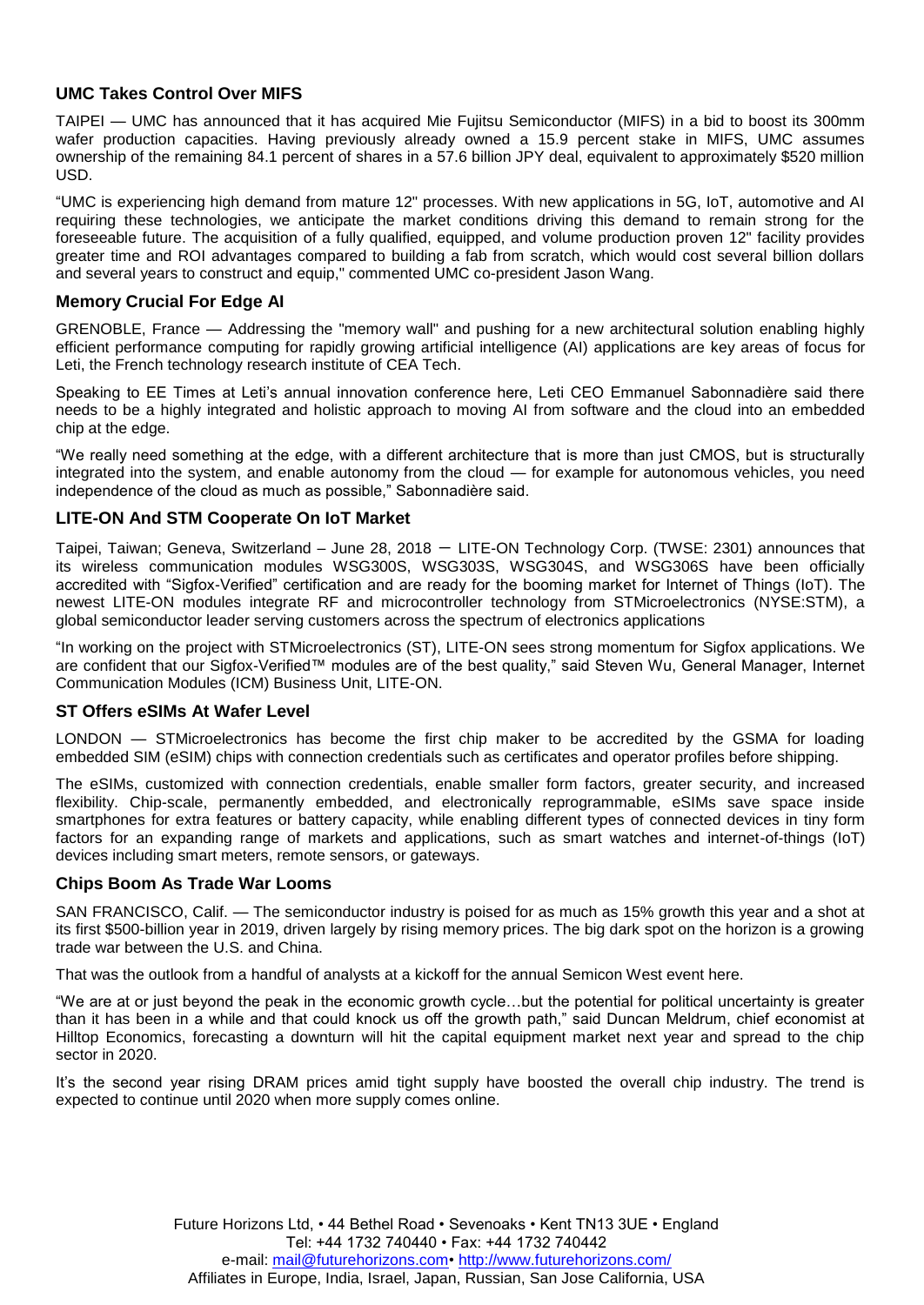## UMC Takes Control Over MIFS

TAIPEI — UMC has announced that it has acquired Mie Fujitsu Semiconductor (MIFS) in a bid to boost its 300mm wafer production capacities. Having previously already owned a 15.9 percent stake in MIFS, UMC assumes ownership of the remaining 84.1 percent of shares in a 57.6 billion JPY deal, equivalent to approximately $520 million USD.

"UMC is experiencing high demand from mature 12" processes. With new applications in 5G, IoT, automotive and AI requiring these technologies, we anticipate the market conditions driving this demand to remain strong for the foreseeable future. The acquisition of a fully qualified, equipped, and volume production proven 12" facility provides greater time and ROI advantages compared to building a fab from scratch, which would cost several billion dollars and several years to construct and equip," commented UMC co-president Jason Wang.

## Memory Crucial For Edge AI

GRENOBLE, France — Addressing the "memory wall" and pushing for a new architectural solution enabling highly efficient performance computing for rapidly growing artificial intelligence (AI) applications are key areas of focus for Leti, the French technology research institute of CEA Tech.

Speaking to EE Times at Leti's annual innovation conference here, Leti CEO Emmanuel Sabonnadière said there needs to be a highly integrated and holistic approach to moving AI from software and the cloud into an embedded chip at the edge.

"We really need something at the edge, with a different architecture that is more than just CMOS, but is structurally integrated into the system, and enable autonomy from the cloud — for example for autonomous vehicles, you need independence of the cloud as much as possible," Sabonnadière said.

## LITE-ON And STM Cooperate On IoT Market

Taipei, Taiwan; Geneva, Switzerland – June 28, 2018 – LITE-ON Technology Corp. (TWSE: 2301) announces that its wireless communication modules WSG300S, WSG303S, WSG304S, and WSG306S have been officially accredited with "Sigfox-Verified" certification and are ready for the booming market for Internet of Things (IoT). The newest LITE-ON modules integrate RF and microcontroller technology from STMicroelectronics (NYSE:STM), a global semiconductor leader serving customers across the spectrum of electronics applications

"In working on the project with STMicroelectronics (ST), LITE-ON sees strong momentum for Sigfox applications. We are confident that our Sigfox-Verified™ modules are of the best quality," said Steven Wu, General Manager, Internet Communication Modules (ICM) Business Unit, LITE-ON.

## ST Offers eSIMs At Wafer Level

LONDON — STMicroelectronics has become the first chip maker to be accredited by the GSMA for loading embedded SIM (eSIM) chips with connection credentials such as certificates and operator profiles before shipping.

The eSIMs, customized with connection credentials, enable smaller form factors, greater security, and increased flexibility. Chip-scale, permanently embedded, and electronically reprogrammable, eSIMs save space inside smartphones for extra features or battery capacity, while enabling different types of connected devices in tiny form factors for an expanding range of markets and applications, such as smart watches and internet-of-things (IoT) devices including smart meters, remote sensors, or gateways.

## Chips Boom As Trade War Looms

SAN FRANCISCO, Calif. — The semiconductor industry is poised for as much as 15% growth this year and a shot at its first $500-billion year in 2019, driven largely by rising memory prices. The big dark spot on the horizon is a growing trade war between the U.S. and China.

That was the outlook from a handful of analysts at a kickoff for the annual Semicon West event here.

"We are at or just beyond the peak in the economic growth cycle…but the potential for political uncertainty is greater than it has been in a while and that could knock us off the growth path," said Duncan Meldrum, chief economist at Hilltop Economics, forecasting a downturn will hit the capital equipment market next year and spread to the chip sector in 2020.

It's the second year rising DRAM prices amid tight supply have boosted the overall chip industry. The trend is expected to continue until 2020 when more supply comes online.

Future Horizons Ltd, • 44 Bethel Road • Sevenoaks • Kent TN13 3UE • England
Tel: +44 1732 740440 • Fax: +44 1732 740442
e-mail: mail@futurehorizons.com• http://www.futurehorizons.com/
Affiliates in Europe, India, Israel, Japan, Russian, San Jose California, USA